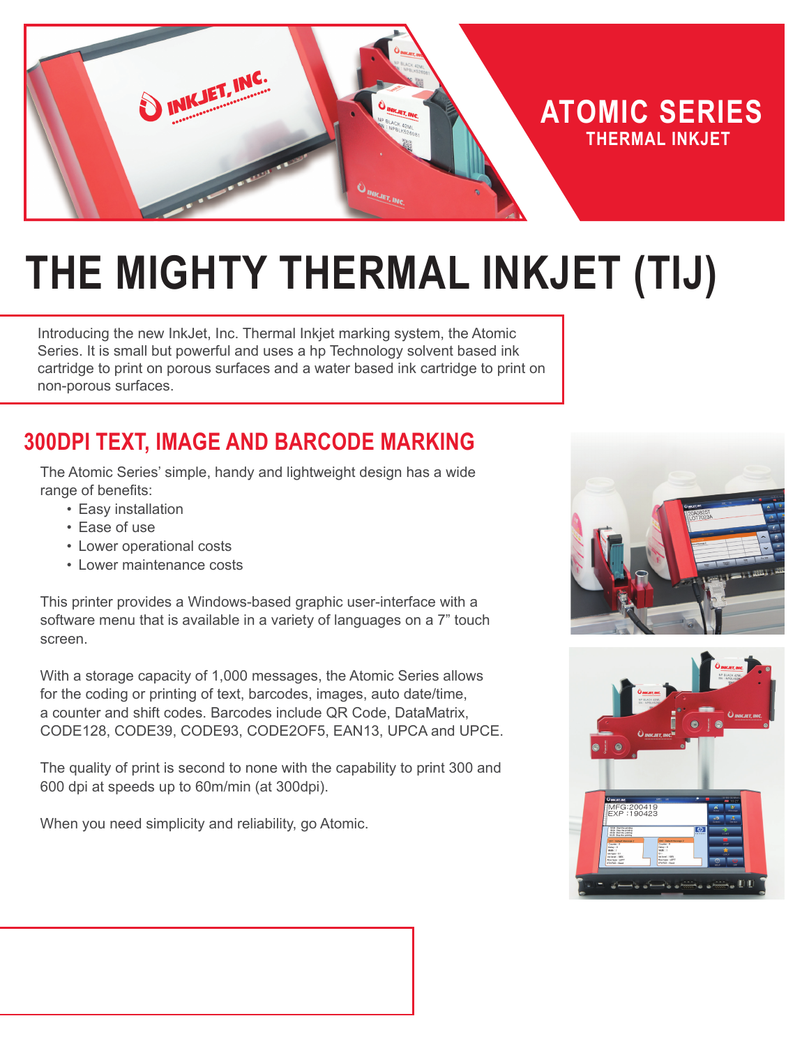# ATOMIC SERIES

## THERMAL INKJET

# THE MIGHTY THERMAL INKJET (TIJ)

Introducing the new InkJet, Inc. Thermal Inkjet marking system, the Atomic Series. It is small but powerful and uses a hp Technology solvent based ink cartridge to print on porous surfaces and a water based ink cartridge to print on non-porous surfaces.

## 300DPI TEXT, IMAGE AND BARCODE MARKING

The Atomic Series' simple, handy and lightweight design has a wide range of benefits:

- Easy installation
- Ease of use
- Lower operational costs
- Lower maintenance costs

This printer provides a Windows-based graphic user-interface with a software menu that is available in a variety of languages on a 7" touch screen.

With a storage capacity of 1,000 messages, the Atomic Series allows for the coding or printing of text, barcodes, images, auto date/time, a counter and shift codes. Barcodes include QR Code, DataMatrix, CODE128, CODE39, CODE93, CODE2OF5, EAN13, UPCA and UPCE.

The quality of print is second to none with the capability to print 300 and 600 dpi at speeds up to 60m/min (at 300dpi).

When you need simplicity and reliability, go Atomic.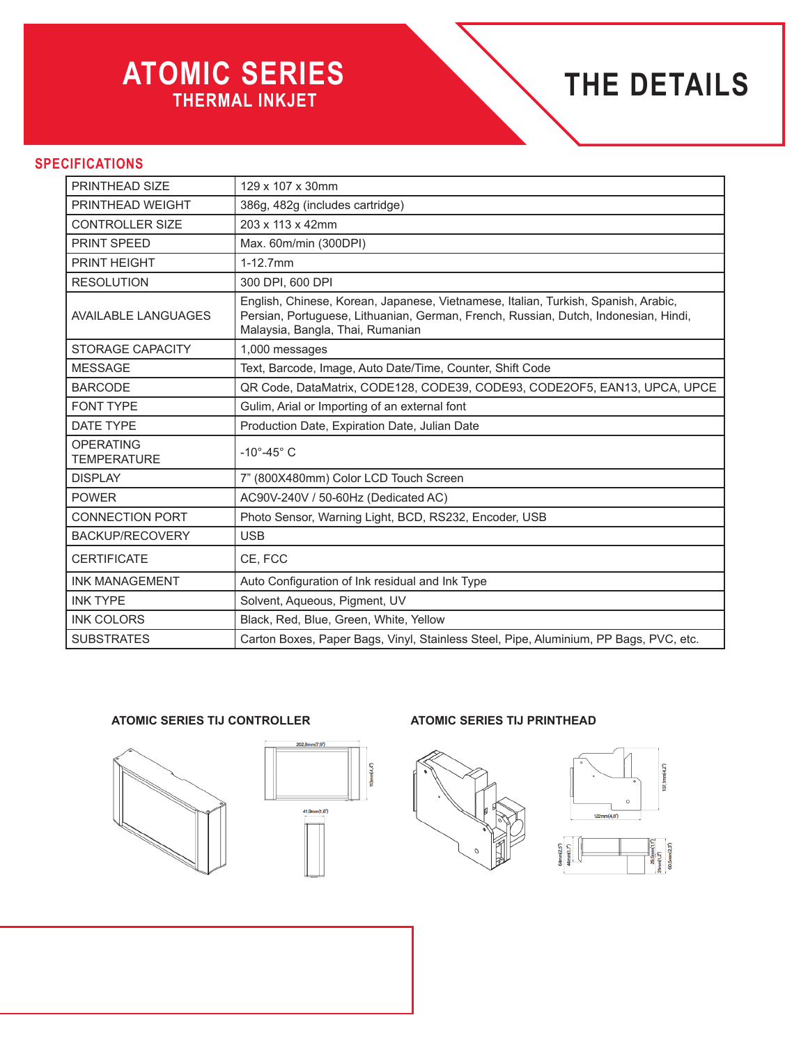# ATOMIC SERIES
## THERMAL INKJET

# THE DETAILS

## SPECIFICATIONS

| | |
|---|---|
| PRINTHEAD SIZE | 129 x 107 x 30mm |
| PRINTHEAD WEIGHT | 386g, 482g (includes cartridge) |
| CONTROLLER SIZE | 203 x 113 x 42mm |
| PRINT SPEED | Max. 60m/min (300DPI) |
| PRINT HEIGHT | 1-12.7mm |
| RESOLUTION | 300 DPI, 600 DPI |
| AVAILABLE LANGUAGES | English, Chinese, Korean, Japanese, Vietnamese, Italian, Turkish, Spanish, Arabic, Persian, Portuguese, Lithuanian, German, French, Russian, Dutch, Indonesian, Hindi, Malaysia, Bangla, Thai, Rumanian |
| STORAGE CAPACITY | 1,000 messages |
| MESSAGE | Text, Barcode, Image, Auto Date/Time, Counter, Shift Code |
| BARCODE | QR Code, DataMatrix, CODE128, CODE39, CODE93, CODE2OF5, EAN13, UPCA, UPCE |
| FONT TYPE | Gulim, Arial or Importing of an external font |
| DATE TYPE | Production Date, Expiration Date, Julian Date |
| OPERATING TEMPERATURE | -10°-45° C |
| DISPLAY | 7" (800X480mm) Color LCD Touch Screen |
| POWER | AC90V-240V / 50-60Hz (Dedicated AC) |
| CONNECTION PORT | Photo Sensor, Warning Light, BCD, RS232, Encoder, USB |
| BACKUP/RECOVERY | USB |
| CERTIFICATE | CE, FCC |
| INK MANAGEMENT | Auto Configuration of Ink residual and Ink Type |
| INK TYPE | Solvent, Aqueous, Pigment, UV |
| INK COLORS | Black, Red, Blue, Green, White, Yellow |
| SUBSTRATES | Carton Boxes, Paper Bags, Vinyl, Stainless Steel, Pipe, Aluminium, PP Bags, PVC, etc. |

**ATOMIC SERIES TIJ CONTROLLER**

202.8mm(7.9")
113mm(4.4")
41.9mm(1.6")

**ATOMIC SERIES TIJ PRINTHEAD**

107.1mm(4.2")
122mm(4.8")
64mm(2.5")
44mm(1.7")
29.5mm(1.1")
31mm(1.2")
60.5mm(2.3")